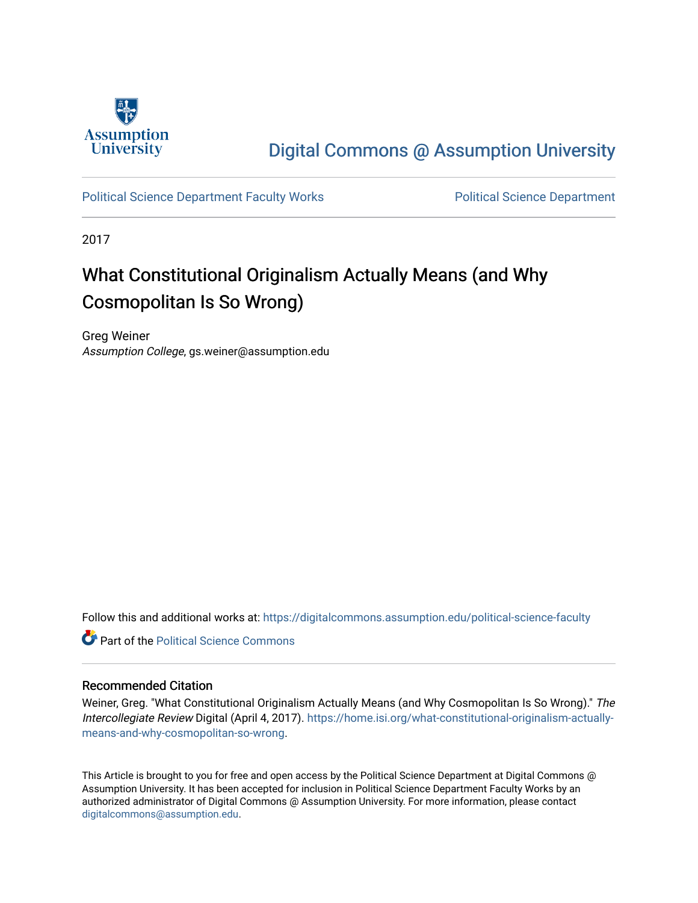Digital Commons @ Assumption University

Political Science Department Faculty Works

Political Science Department

2017

# What Constitutional Originalism Actually Means (and Why Cosmopolitan Is So Wrong)

Greg Weiner
*Assumption College*, gs.weiner@assumption.edu

Follow this and additional works at: https://digitalcommons.assumption.edu/political-science-faculty

Part of the Political Science Commons

## Recommended Citation

Weiner, Greg. "What Constitutional Originalism Actually Means (and Why Cosmopolitan Is So Wrong)." *The Intercollegiate Review* Digital (April 4, 2017). https://home.isi.org/what-constitutional-originalism-actually-means-and-why-cosmopolitan-so-wrong.

This Article is brought to you for free and open access by the Political Science Department at Digital Commons @ Assumption University. It has been accepted for inclusion in Political Science Department Faculty Works by an authorized administrator of Digital Commons @ Assumption University. For more information, please contact digitalcommons@assumption.edu.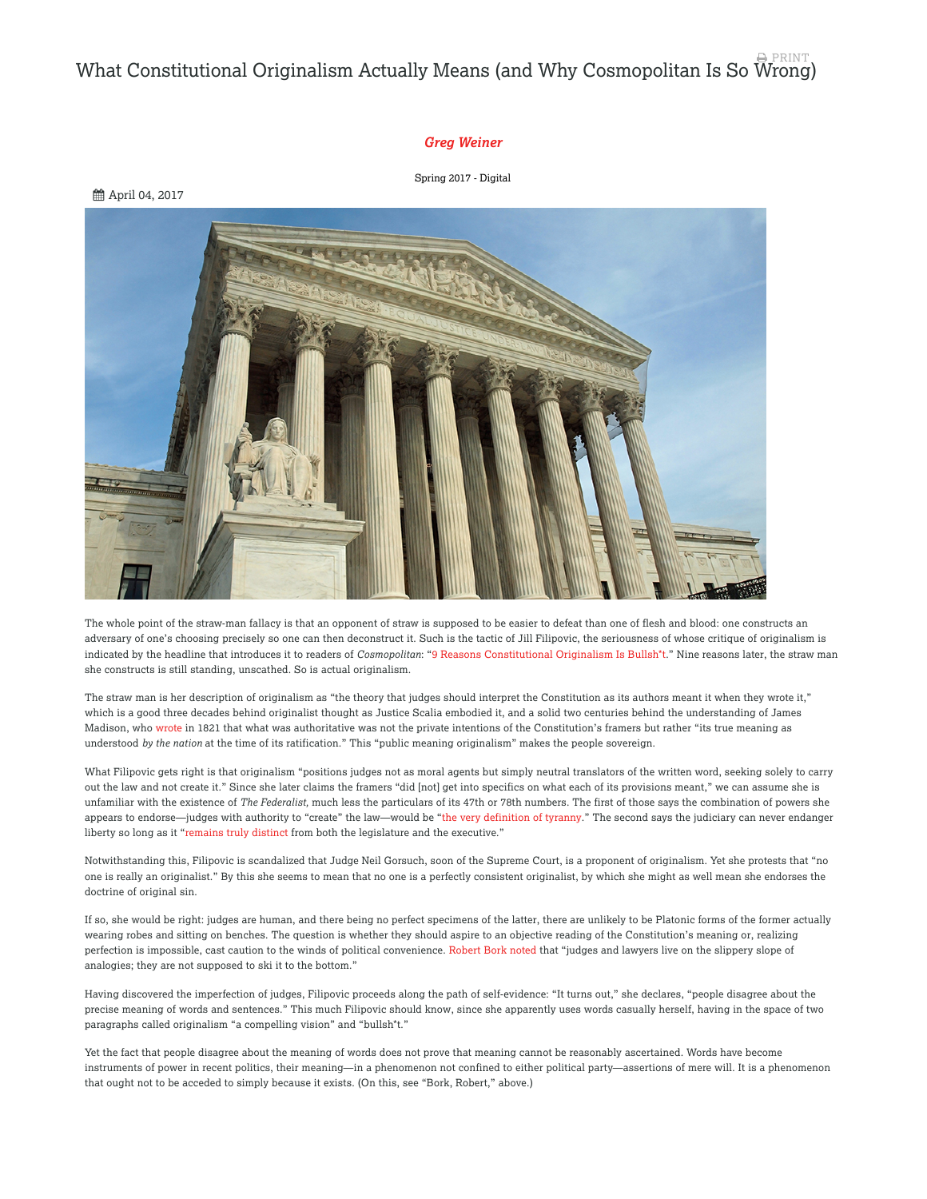# What Constitutional Originalism Actually Means (and Why Cosmopolitan Is So Wrong)

*Greg Weiner*

Spring 2017 - Digital

April 04, 2017

The whole point of the straw-man fallacy is that an opponent of straw is supposed to be easier to defeat than one of flesh and blood: one constructs an adversary of one's choosing precisely so one can then deconstruct it. Such is the tactic of Jill Filipovic, the seriousness of whose critique of originalism is indicated by the headline that introduces it to readers of *Cosmopolitan*: "9 Reasons Constitutional Originalism Is Bullsh*t." Nine reasons later, the straw man she constructs is still standing, unscathed. So is actual originalism.

The straw man is her description of originalism as "the theory that judges should interpret the Constitution as its authors meant it when they wrote it," which is a good three decades behind originalist thought as Justice Scalia embodied it, and a solid two centuries behind the understanding of James Madison, who wrote in 1821 that what was authoritative was not the private intentions of the Constitution's framers but rather "its true meaning as understood *by the nation* at the time of its ratification." This "public meaning originalism" makes the people sovereign.

What Filipovic gets right is that originalism "positions judges not as moral agents but simply neutral translators of the written word, seeking solely to carry out the law and not create it." Since she later claims the framers "did [not] get into specifics on what each of its provisions meant," we can assume she is unfamiliar with the existence of *The Federalist*, much less the particulars of its 47th or 78th numbers. The first of those says the combination of powers she appears to endorse—judges with authority to "create" the law—would be "the very definition of tyranny." The second says the judiciary can never endanger liberty so long as it "remains truly distinct from both the legislature and the executive."

Notwithstanding this, Filipovic is scandalized that Judge Neil Gorsuch, soon of the Supreme Court, is a proponent of originalism. Yet she protests that "no one is really an originalist." By this she seems to mean that no one is a perfectly consistent originalist, by which she might as well mean she endorses the doctrine of original sin.

If so, she would be right: judges are human, and there being no perfect specimens of the latter, there are unlikely to be Platonic forms of the former actually wearing robes and sitting on benches. The question is whether they should aspire to an objective reading of the Constitution's meaning or, realizing perfection is impossible, cast caution to the winds of political convenience. Robert Bork noted that "judges and lawyers live on the slippery slope of analogies; they are not supposed to ski it to the bottom."

Having discovered the imperfection of judges, Filipovic proceeds along the path of self-evidence: "It turns out," she declares, "people disagree about the precise meaning of words and sentences." This much Filipovic should know, since she apparently uses words casually herself, having in the space of two paragraphs called originalism "a compelling vision" and "bullsh*t."

Yet the fact that people disagree about the meaning of words does not prove that meaning cannot be reasonably ascertained. Words have become instruments of power in recent politics, their meaning—in a phenomenon not confined to either political party—assertions of mere will. It is a phenomenon that ought not to be acceded to simply because it exists. (On this, see "Bork, Robert," above.)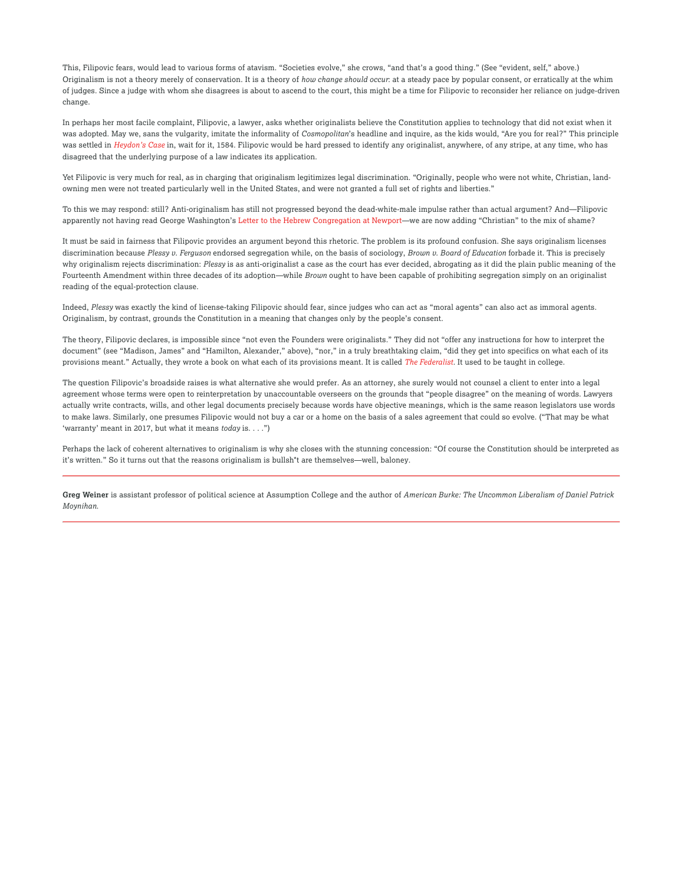This, Filipovic fears, would lead to various forms of atavism. "Societies evolve," she crows, "and that's a good thing." (See "evident, self," above.) Originalism is not a theory merely of conservation. It is a theory of *how change should occur*: at a steady pace by popular consent, or erratically at the whim of judges. Since a judge with whom she disagrees is about to ascend to the court, this might be a time for Filipovic to reconsider her reliance on judge-driven change.

In perhaps her most facile complaint, Filipovic, a lawyer, asks whether originalists believe the Constitution applies to technology that did not exist when it was adopted. May we, sans the vulgarity, imitate the informality of *Cosmopolitan*'s headline and inquire, as the kids would, "Are you for real?" This principle was settled in *Heydon's Case* in, wait for it, 1584. Filipovic would be hard pressed to identify any originalist, anywhere, of any stripe, at any time, who has disagreed that the underlying purpose of a law indicates its application.

Yet Filipovic is very much for real, as in charging that originalism legitimizes legal discrimination. "Originally, people who were not white, Christian, land-owning men were not treated particularly well in the United States, and were not granted a full set of rights and liberties."

To this we may respond: still? Anti-originalism has still not progressed beyond the dead-white-male impulse rather than actual argument? And—Filipovic apparently not having read George Washington's Letter to the Hebrew Congregation at Newport—we are now adding "Christian" to the mix of shame?

It must be said in fairness that Filipovic provides an argument beyond this rhetoric. The problem is its profound confusion. She says originalism licenses discrimination because *Plessy v. Ferguson* endorsed segregation while, on the basis of sociology, *Brown v. Board of Education* forbade it. This is precisely why originalism rejects discrimination: *Plessy* is as anti-originalist a case as the court has ever decided, abrogating as it did the plain public meaning of the Fourteenth Amendment within three decades of its adoption—while *Brown* ought to have been capable of prohibiting segregation simply on an originalist reading of the equal-protection clause.

Indeed, *Plessy* was exactly the kind of license-taking Filipovic should fear, since judges who can act as "moral agents" can also act as immoral agents. Originalism, by contrast, grounds the Constitution in a meaning that changes only by the people's consent.

The theory, Filipovic declares, is impossible since "not even the Founders were originalists." They did not "offer any instructions for how to interpret the document" (see "Madison, James" and "Hamilton, Alexander," above), "nor," in a truly breathtaking claim, "did they get into specifics on what each of its provisions meant." Actually, they wrote a book on what each of its provisions meant. It is called *The Federalist*. It used to be taught in college.

The question Filipovic's broadside raises is what alternative she would prefer. As an attorney, she surely would not counsel a client to enter into a legal agreement whose terms were open to reinterpretation by unaccountable overseers on the grounds that "people disagree" on the meaning of words. Lawyers actually write contracts, wills, and other legal documents precisely because words have objective meanings, which is the same reason legislators use words to make laws. Similarly, one presumes Filipovic would not buy a car or a home on the basis of a sales agreement that could so evolve. ("That may be what 'warranty' meant in 2017, but what it means *today* is. . . .")

Perhaps the lack of coherent alternatives to originalism is why she closes with the stunning concession: "Of course the Constitution should be interpreted as it's written." So it turns out that the reasons originalism is bullsh*t are themselves—well, baloney.

---

**Greg Weiner** is assistant professor of political science at Assumption College and the author of *American Burke: The Uncommon Liberalism of Daniel Patrick Moynihan.*

---